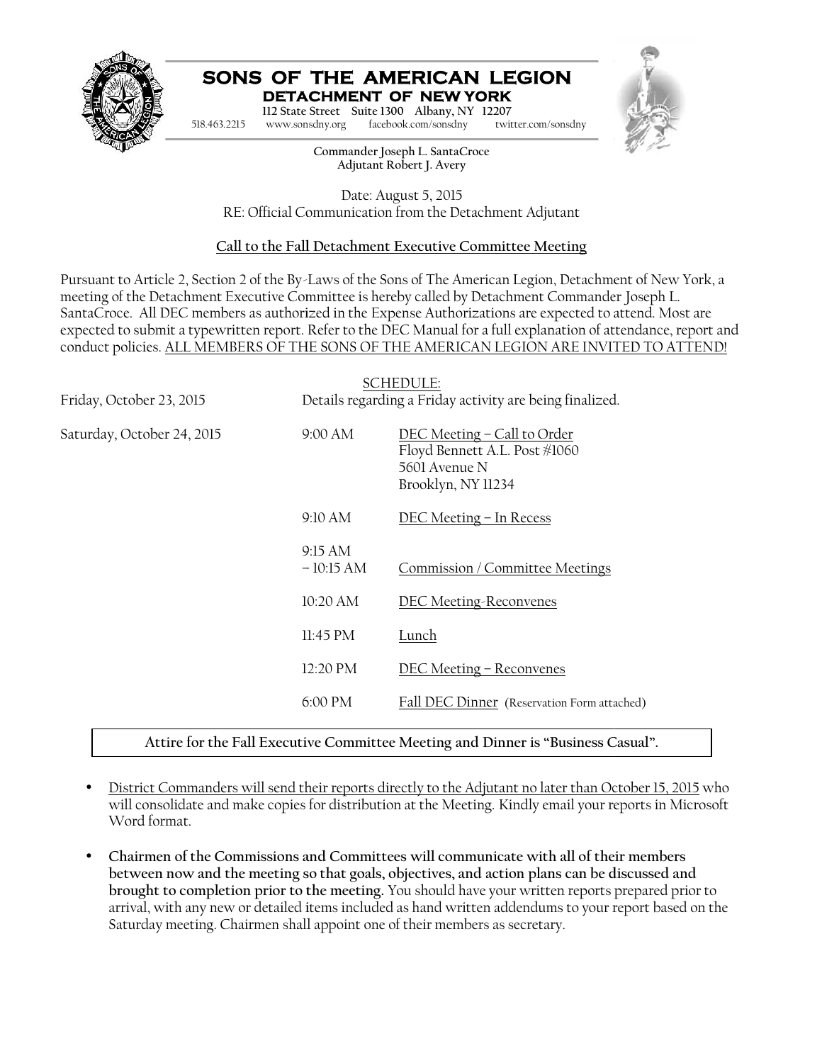# SONS OF THE AMERICAN LEGION

## DETACHMENT OF NEW YORK

112 State Street Suite 1300 Albany, NY 12207

518.463.2215 www.sonsdny.org facebook.com/sonsdny twitter.com/sonsdny

**Commander Joseph L. SantaCroce**
**Adjutant Robert J. Avery**

Date: August 5, 2015
RE: Official Communication from the Detachment Adjutant

### Call to the Fall Detachment Executive Committee Meeting

Pursuant to Article 2, Section 2 of the By-Laws of the Sons of The American Legion, Detachment of New York, a meeting of the Detachment Executive Committee is hereby called by Detachment Commander Joseph L. SantaCroce. All DEC members as authorized in the Expense Authorizations are expected to attend. Most are expected to submit a typewritten report. Refer to the DEC Manual for a full explanation of attendance, report and conduct policies. ALL MEMBERS OF THE SONS OF THE AMERICAN LEGION ARE INVITED TO ATTEND!

SCHEDULE:

| | | |
|---|---|---|
| Friday, October 23, 2015 | Details regarding a Friday activity are being finalized. | |
| Saturday, October 24, 2015 | 9:00 AM | DEC Meeting – Call to Order<br>Floyd Bennett A.L. Post #1060<br>5601 Avenue N<br>Brooklyn, NY 11234 |
| | 9:10 AM | DEC Meeting – In Recess |
| | 9:15 AM – 10:15 AM | Commission / Committee Meetings |
| | 10:20 AM | DEC Meeting-Reconvenes |
| | 11:45 PM | Lunch |
| | 12:20 PM | DEC Meeting – Reconvenes |
| | 6:00 PM | Fall DEC Dinner (Reservation Form attached) |

**Attire for the Fall Executive Committee Meeting and Dinner is "Business Casual".**

- District Commanders will send their reports directly to the Adjutant no later than October 15, 2015 who will consolidate and make copies for distribution at the Meeting. Kindly email your reports in Microsoft Word format.
- **Chairmen of the Commissions and Committees will communicate with all of their members between now and the meeting so that goals, objectives, and action plans can be discussed and brought to completion prior to the meeting.** You should have your written reports prepared prior to arrival, with any new or detailed items included as hand written addendums to your report based on the Saturday meeting. Chairmen shall appoint one of their members as secretary.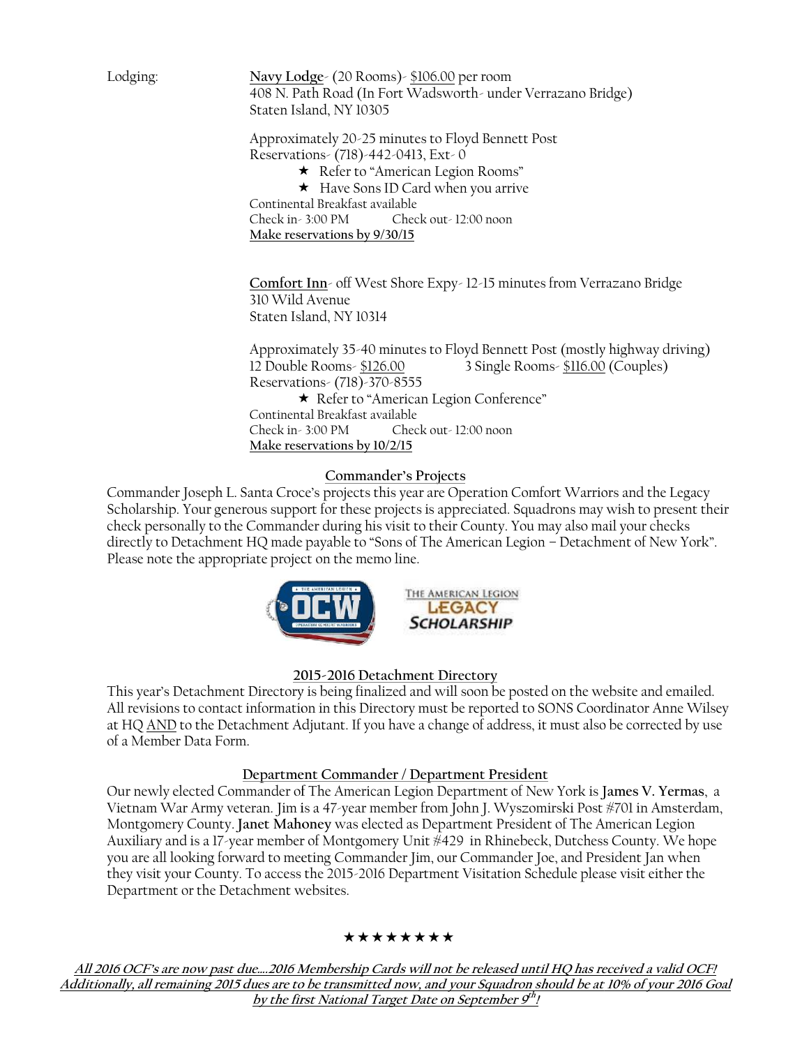Lodging: **Navy Lodge**- (20 Rooms)- $106.00 per room
408 N. Path Road (In Fort Wadsworth- under Verrazano Bridge)
Staten Island, NY 10305

Approximately 20-25 minutes to Floyd Bennett Post
Reservations- (718)-442-0413, Ext- 0

- ★ Refer to "American Legion Rooms"
- ★ Have Sons ID Card when you arrive

Continental Breakfast available
Check in- 3:00 PM Check out- 12:00 noon
**Make reservations by 9/30/15**

**Comfort Inn**- off West Shore Expy- 12-15 minutes from Verrazano Bridge
310 Wild Avenue
Staten Island, NY 10314

Approximately 35-40 minutes to Floyd Bennett Post (mostly highway driving)
12 Double Rooms- $126.00 3 Single Rooms- $116.00 (Couples)
Reservations- (718)-370-8555

- ★ Refer to "American Legion Conference"

Continental Breakfast available
Check in- 3:00 PM Check out- 12:00 noon
**Make reservations by 10/2/15**

## Commander's Projects

Commander Joseph L. Santa Croce's projects this year are Operation Comfort Warriors and the Legacy Scholarship. Your generous support for these projects is appreciated. Squadrons may wish to present their check personally to the Commander during his visit to their County. You may also mail your checks directly to Detachment HQ made payable to "Sons of The American Legion – Detachment of New York". Please note the appropriate project on the memo line.

## 2015-2016 Detachment Directory

This year's Detachment Directory is being finalized and will soon be posted on the website and emailed. All revisions to contact information in this Directory must be reported to SONS Coordinator Anne Wilsey at HQ AND to the Detachment Adjutant. If you have a change of address, it must also be corrected by use of a Member Data Form.

## Department Commander / Department President

Our newly elected Commander of The American Legion Department of New York is **James V. Yermas**, a Vietnam War Army veteran. Jim is a 47-year member from John J. Wyszomirski Post #701 in Amsterdam, Montgomery County. **Janet Mahoney** was elected as Department President of The American Legion Auxiliary and is a 17-year member of Montgomery Unit #429 in Rhinebeck, Dutchess County. We hope you are all looking forward to meeting Commander Jim, our Commander Joe, and President Jan when they visit your County. To access the 2015-2016 Department Visitation Schedule please visit either the Department or the Detachment websites.

★★★★★★★★

***All 2016 OCF's are now past due….2016 Membership Cards will not be released until HQ has received a valid OCF! Additionally, all remaining 2015 dues are to be transmitted now, and your Squadron should be at 10% of your 2016 Goal by the first National Target Date on September 9th!***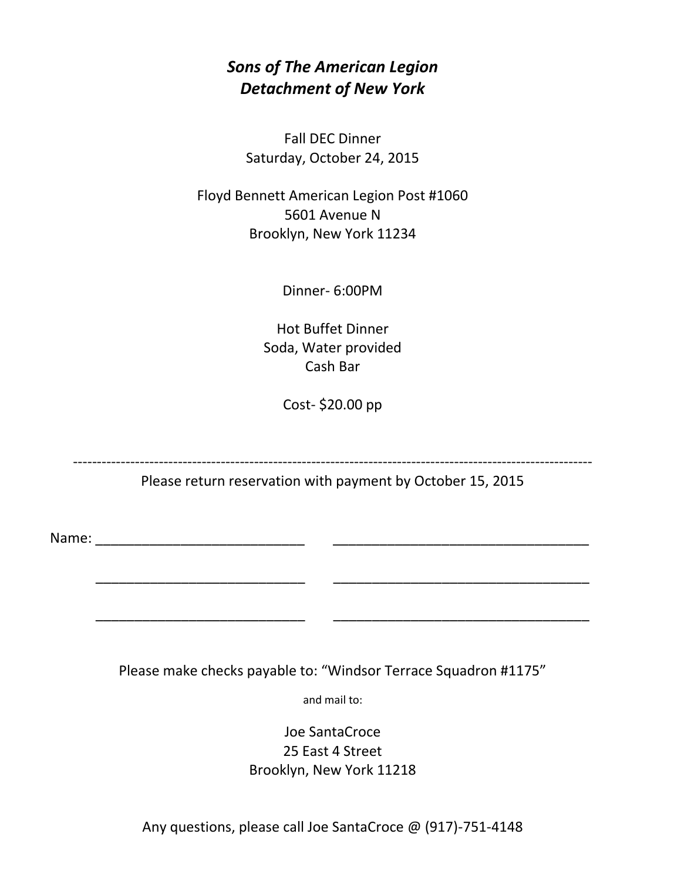***Sons of The American Legion***
***Detachment of New York***

Fall DEC Dinner
Saturday, October 24, 2015

Floyd Bennett American Legion Post #1060
5601 Avenue N
Brooklyn, New York 11234

Dinner- 6:00PM

Hot Buffet Dinner
Soda, Water provided
Cash Bar

Cost- $20.00 pp

---

Please return reservation with payment by October 15, 2015

Name: ____________________________ ___________________________________

____________________________ ___________________________________

____________________________ ___________________________________

Please make checks payable to: "Windsor Terrace Squadron #1175"

and mail to:

Joe SantaCroce
25 East 4 Street
Brooklyn, New York 11218

Any questions, please call Joe SantaCroce @ (917)-751-4148